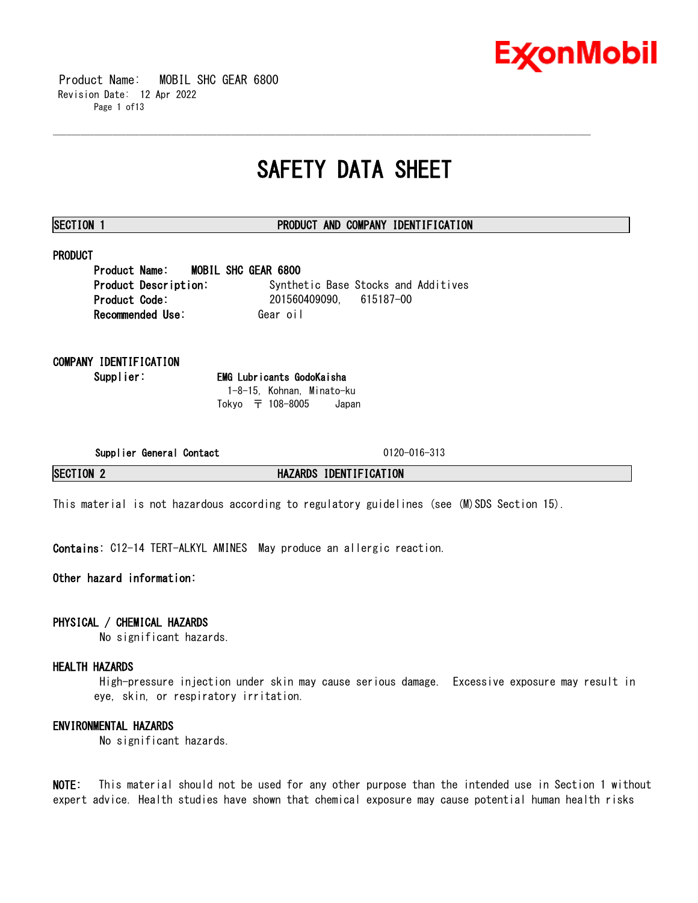# SAFETY DATA SHEET

## SECTION 1 PRODUCT AND COMPANY IDENTIFICATION

### PRODUCT

**Product Name:** MOBIL SHC GEAR 6800
**Product Description:** Synthetic Base Stocks and Additives
**Product Code:** 201560409090, 615187-00
**Recommended Use:** Gear oil

### COMPANY IDENTIFICATION

**Supplier:** **EMG Lubricants GodoKaisha**
1-8-15, Kohnan, Minato-ku
Tokyo 〒 108-8005 Japan

**Supplier General Contact** 0120-016-313

## SECTION 2 HAZARDS IDENTIFICATION

This material is not hazardous according to regulatory guidelines (see (M)SDS Section 15).

**Contains:** C12-14 TERT-ALKYL AMINES May produce an allergic reaction.

**Other hazard information:**

### PHYSICAL / CHEMICAL HAZARDS

No significant hazards.

### HEALTH HAZARDS

High-pressure injection under skin may cause serious damage. Excessive exposure may result in eye, skin, or respiratory irritation.

### ENVIRONMENTAL HAZARDS

No significant hazards.

**NOTE:** This material should not be used for any other purpose than the intended use in Section 1 without expert advice. Health studies have shown that chemical exposure may cause potential human health risks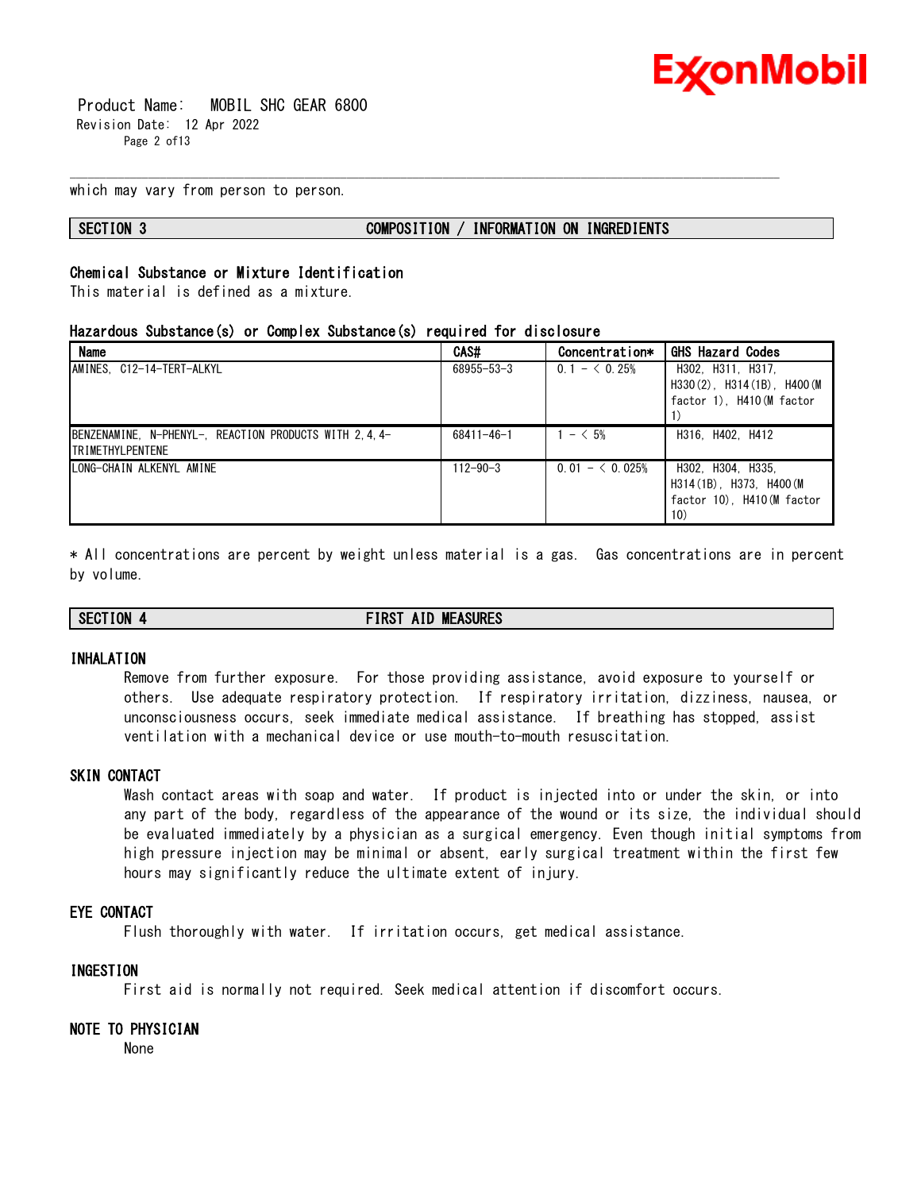which may vary from person to person.

## SECTION 3 COMPOSITION / INFORMATION ON INGREDIENTS

### Chemical Substance or Mixture Identification

This material is defined as a mixture.

### Hazardous Substance(s) or Complex Substance(s) required for disclosure

| Name | CAS# | Concentration* | GHS Hazard Codes |
|---|---|---|---|
| AMINES, C12-14-TERT-ALKYL | 68955-53-3 | 0.1 - < 0.25% | H302, H311, H317, H330(2), H314(1B), H400(M factor 1), H410(M factor 1) |
| BENZENAMINE, N-PHENYL-, REACTION PRODUCTS WITH 2,4,4-TRIMETHYLPENTENE | 68411-46-1 | 1 - < 5% | H316, H402, H412 |
| LONG-CHAIN ALKENYL AMINE | 112-90-3 | 0.01 - < 0.025% | H302, H304, H335, H314(1B), H373, H400(M factor 10), H410(M factor 10) |

* All concentrations are percent by weight unless material is a gas. Gas concentrations are in percent by volume.

## SECTION 4 FIRST AID MEASURES

### INHALATION

Remove from further exposure. For those providing assistance, avoid exposure to yourself or others. Use adequate respiratory protection. If respiratory irritation, dizziness, nausea, or unconsciousness occurs, seek immediate medical assistance. If breathing has stopped, assist ventilation with a mechanical device or use mouth-to-mouth resuscitation.

### SKIN CONTACT

Wash contact areas with soap and water. If product is injected into or under the skin, or into any part of the body, regardless of the appearance of the wound or its size, the individual should be evaluated immediately by a physician as a surgical emergency. Even though initial symptoms from high pressure injection may be minimal or absent, early surgical treatment within the first few hours may significantly reduce the ultimate extent of injury.

### EYE CONTACT

Flush thoroughly with water. If irritation occurs, get medical assistance.

### INGESTION

First aid is normally not required. Seek medical attention if discomfort occurs.

### NOTE TO PHYSICIAN

None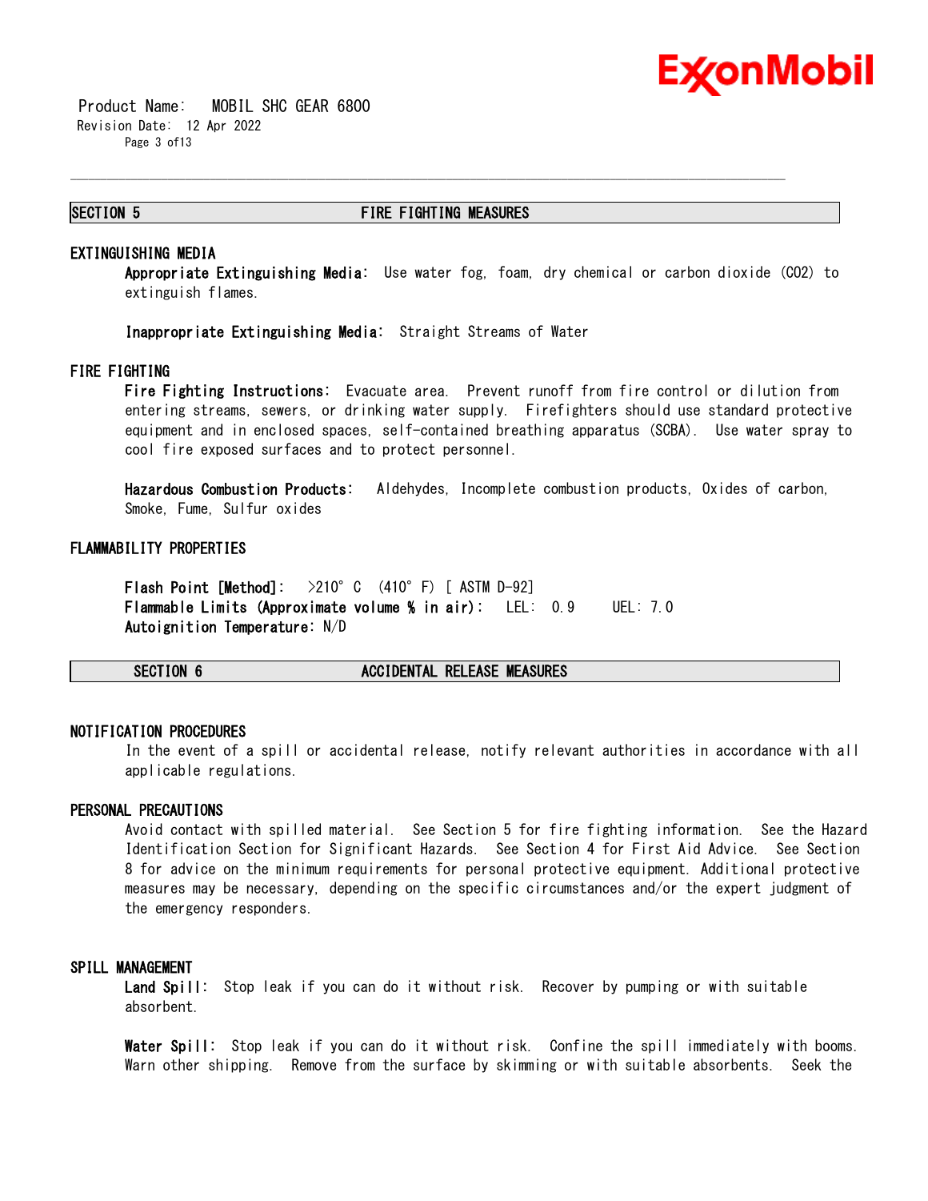## SECTION 5 FIRE FIGHTING MEASURES

### EXTINGUISHING MEDIA

**Appropriate Extinguishing Media:** Use water fog, foam, dry chemical or carbon dioxide ($CO_2$) to extinguish flames.

**Inappropriate Extinguishing Media:** Straight Streams of Water

### FIRE FIGHTING

**Fire Fighting Instructions:** Evacuate area. Prevent runoff from fire control or dilution from entering streams, sewers, or drinking water supply. Firefighters should use standard protective equipment and in enclosed spaces, self-contained breathing apparatus (SCBA). Use water spray to cool fire exposed surfaces and to protect personnel.

**Hazardous Combustion Products:** Aldehydes, Incomplete combustion products, Oxides of carbon, Smoke, Fume, Sulfur oxides

### FLAMMABILITY PROPERTIES

**Flash Point [Method]:** >210° C (410° F) [ ASTM D-92]
**Flammable Limits (Approximate volume % in air):** LEL: 0.9 UEL: 7.0
**Autoignition Temperature:** N/D

## SECTION 6 ACCIDENTAL RELEASE MEASURES

### NOTIFICATION PROCEDURES

In the event of a spill or accidental release, notify relevant authorities in accordance with all applicable regulations.

### PERSONAL PRECAUTIONS

Avoid contact with spilled material. See Section 5 for fire fighting information. See the Hazard Identification Section for Significant Hazards. See Section 4 for First Aid Advice. See Section 8 for advice on the minimum requirements for personal protective equipment. Additional protective measures may be necessary, depending on the specific circumstances and/or the expert judgment of the emergency responders.

### SPILL MANAGEMENT

**Land Spill:** Stop leak if you can do it without risk. Recover by pumping or with suitable absorbent.

**Water Spill:** Stop leak if you can do it without risk. Confine the spill immediately with booms. Warn other shipping. Remove from the surface by skimming or with suitable absorbents. Seek the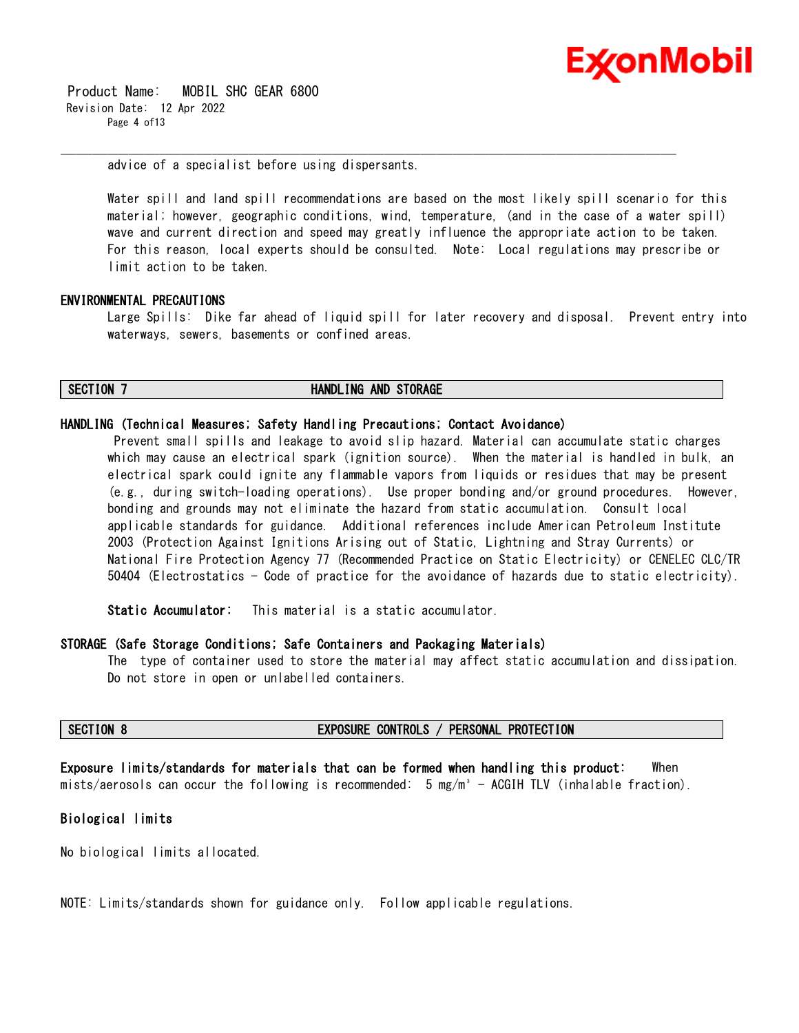advice of a specialist before using dispersants.

Water spill and land spill recommendations are based on the most likely spill scenario for this material; however, geographic conditions, wind, temperature, (and in the case of a water spill) wave and current direction and speed may greatly influence the appropriate action to be taken. For this reason, local experts should be consulted. Note: Local regulations may prescribe or limit action to be taken.

**ENVIRONMENTAL PRECAUTIONS**

Large Spills: Dike far ahead of liquid spill for later recovery and disposal. Prevent entry into waterways, sewers, basements or confined areas.

## SECTION 7 HANDLING AND STORAGE

**HANDLING (Technical Measures; Safety Handling Precautions; Contact Avoidance)**

Prevent small spills and leakage to avoid slip hazard. Material can accumulate static charges which may cause an electrical spark (ignition source). When the material is handled in bulk, an electrical spark could ignite any flammable vapors from liquids or residues that may be present (e.g., during switch-loading operations). Use proper bonding and/or ground procedures. However, bonding and grounds may not eliminate the hazard from static accumulation. Consult local applicable standards for guidance. Additional references include American Petroleum Institute 2003 (Protection Against Ignitions Arising out of Static, Lightning and Stray Currents) or National Fire Protection Agency 77 (Recommended Practice on Static Electricity) or CENELEC CLC/TR 50404 (Electrostatics - Code of practice for the avoidance of hazards due to static electricity).

**Static Accumulator:** This material is a static accumulator.

**STORAGE (Safe Storage Conditions; Safe Containers and Packaging Materials)**

The type of container used to store the material may affect static accumulation and dissipation. Do not store in open or unlabelled containers.

## SECTION 8 EXPOSURE CONTROLS / PERSONAL PROTECTION

**Exposure limits/standards for materials that can be formed when handling this product:** When mists/aerosols can occur the following is recommended: 5 mg/m³ - ACGIH TLV (inhalable fraction).

**Biological limits**

No biological limits allocated.

NOTE: Limits/standards shown for guidance only. Follow applicable regulations.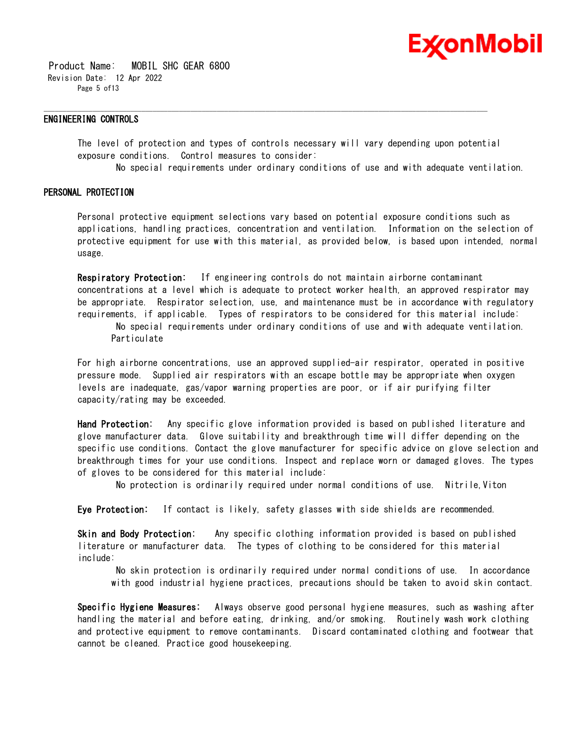## ENGINEERING CONTROLS

The level of protection and types of controls necessary will vary depending upon potential exposure conditions. Control measures to consider:

No special requirements under ordinary conditions of use and with adequate ventilation.

## PERSONAL PROTECTION

Personal protective equipment selections vary based on potential exposure conditions such as applications, handling practices, concentration and ventilation. Information on the selection of protective equipment for use with this material, as provided below, is based upon intended, normal usage.

**Respiratory Protection:** If engineering controls do not maintain airborne contaminant concentrations at a level which is adequate to protect worker health, an approved respirator may be appropriate. Respirator selection, use, and maintenance must be in accordance with regulatory requirements, if applicable. Types of respirators to be considered for this material include:

No special requirements under ordinary conditions of use and with adequate ventilation.
Particulate

For high airborne concentrations, use an approved supplied-air respirator, operated in positive pressure mode. Supplied air respirators with an escape bottle may be appropriate when oxygen levels are inadequate, gas/vapor warning properties are poor, or if air purifying filter capacity/rating may be exceeded.

**Hand Protection:** Any specific glove information provided is based on published literature and glove manufacturer data. Glove suitability and breakthrough time will differ depending on the specific use conditions. Contact the glove manufacturer for specific advice on glove selection and breakthrough times for your use conditions. Inspect and replace worn or damaged gloves. The types of gloves to be considered for this material include:

No protection is ordinarily required under normal conditions of use. Nitrile,Viton

**Eye Protection:** If contact is likely, safety glasses with side shields are recommended.

**Skin and Body Protection:** Any specific clothing information provided is based on published literature or manufacturer data. The types of clothing to be considered for this material include:

No skin protection is ordinarily required under normal conditions of use. In accordance with good industrial hygiene practices, precautions should be taken to avoid skin contact.

**Specific Hygiene Measures:** Always observe good personal hygiene measures, such as washing after handling the material and before eating, drinking, and/or smoking. Routinely wash work clothing and protective equipment to remove contaminants. Discard contaminated clothing and footwear that cannot be cleaned. Practice good housekeeping.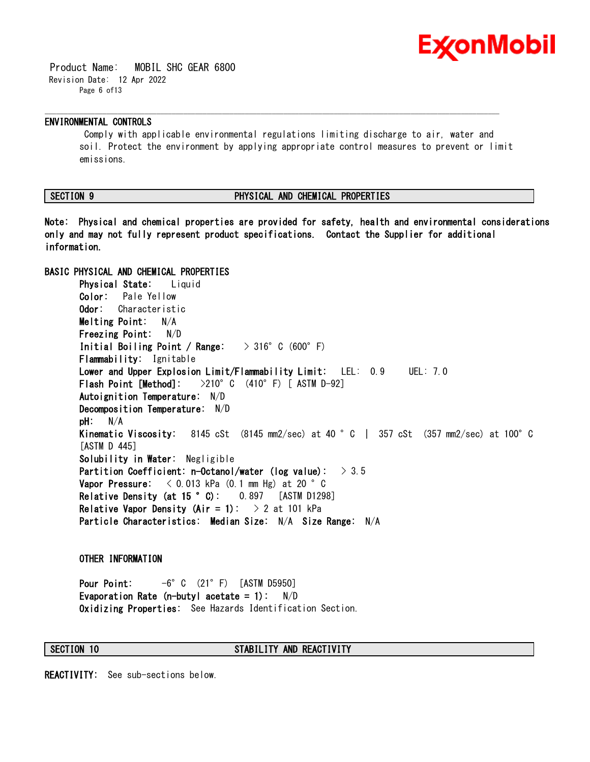### ENVIRONMENTAL CONTROLS

Comply with applicable environmental regulations limiting discharge to air, water and soil. Protect the environment by applying appropriate control measures to prevent or limit emissions.

## SECTION 9 PHYSICAL AND CHEMICAL PROPERTIES

**Note: Physical and chemical properties are provided for safety, health and environmental considerations only and may not fully represent product specifications. Contact the Supplier for additional information.**

### BASIC PHYSICAL AND CHEMICAL PROPERTIES

**Physical State:** Liquid
**Color:** Pale Yellow
**Odor:** Characteristic
**Melting Point:** N/A
**Freezing Point:** N/D
**Initial Boiling Point / Range:** > 316°C (600°F)
**Flammability:** Ignitable
**Lower and Upper Explosion Limit/Flammability Limit:** LEL: 0.9 UEL: 7.0
**Flash Point [Method]:** >210°C (410°F) [ ASTM D-92]
**Autoignition Temperature:** N/D
**Decomposition Temperature:** N/D
**pH:** N/A
**Kinematic Viscosity:** 8145 cSt (8145 mm2/sec) at 40 °C | 357 cSt (357 mm2/sec) at 100°C [ASTM D 445]
**Solubility in Water:** Negligible
**Partition Coefficient: n-Octanol/water (log value):** > 3.5
**Vapor Pressure:** < 0.013 kPa (0.1 mm Hg) at 20 °C
**Relative Density (at 15 °C):** 0.897 [ASTM D1298]
**Relative Vapor Density (Air = 1):** > 2 at 101 kPa
**Particle Characteristics: Median Size:** N/A **Size Range:** N/A

### OTHER INFORMATION

**Pour Point:** -6°C (21°F) [ASTM D5950]
**Evaporation Rate (n-butyl acetate = 1):** N/D
**Oxidizing Properties:** See Hazards Identification Section.

## SECTION 10 STABILITY AND REACTIVITY

**REACTIVITY:** See sub-sections below.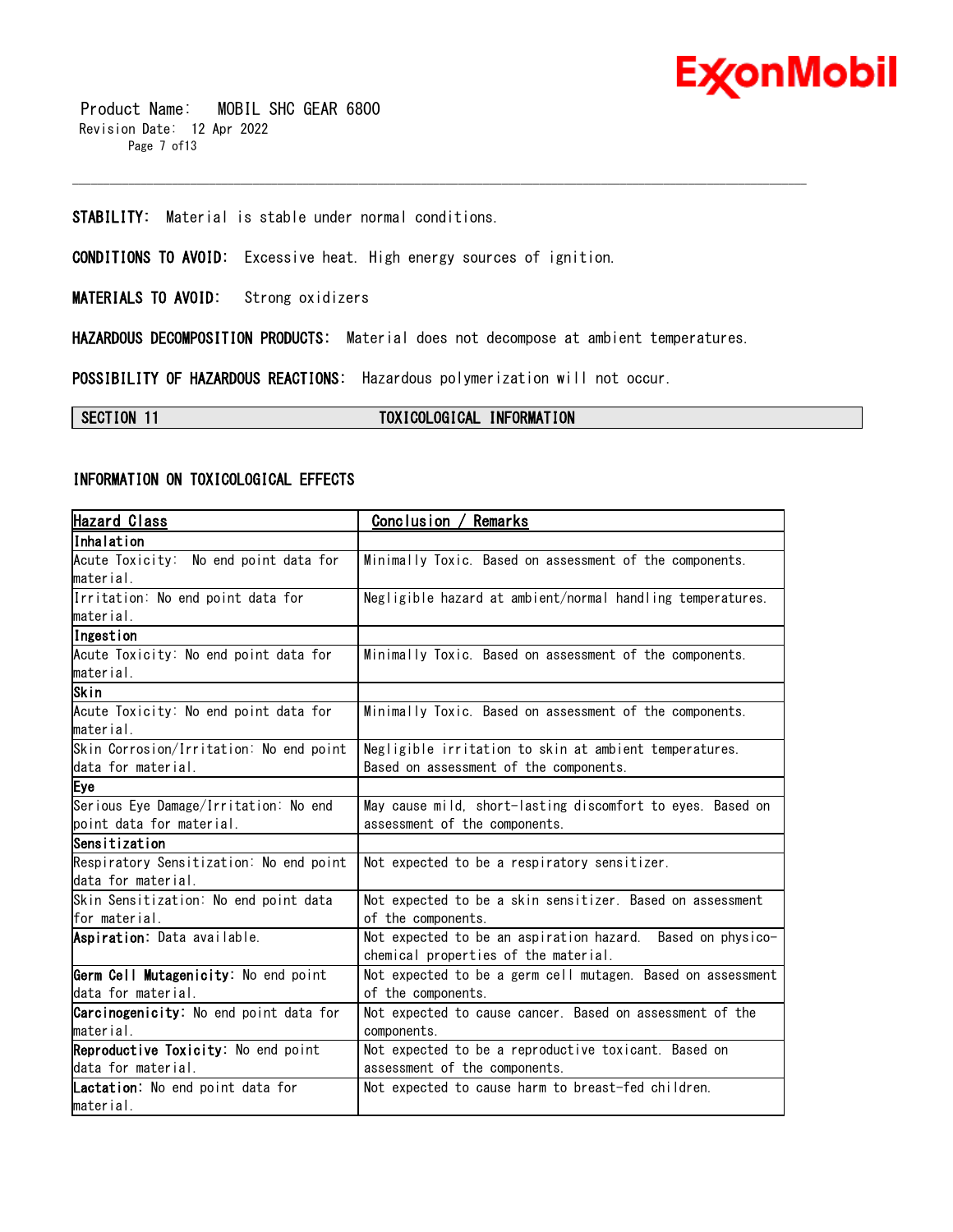**STABILITY:** Material is stable under normal conditions.

**CONDITIONS TO AVOID:** Excessive heat. High energy sources of ignition.

**MATERIALS TO AVOID:** Strong oxidizers

**HAZARDOUS DECOMPOSITION PRODUCTS:** Material does not decompose at ambient temperatures.

**POSSIBILITY OF HAZARDOUS REACTIONS:** Hazardous polymerization will not occur.

## SECTION 11 TOXICOLOGICAL INFORMATION

### INFORMATION ON TOXICOLOGICAL EFFECTS

| Hazard Class | Conclusion / Remarks |
|---|---|
| **Inhalation** | |
| Acute Toxicity: No end point data for material. | Minimally Toxic. Based on assessment of the components. |
| Irritation: No end point data for material. | Negligible hazard at ambient/normal handling temperatures. |
| **Ingestion** | |
| Acute Toxicity: No end point data for material. | Minimally Toxic. Based on assessment of the components. |
| **Skin** | |
| Acute Toxicity: No end point data for material. | Minimally Toxic. Based on assessment of the components. |
| Skin Corrosion/Irritation: No end point data for material. | Negligible irritation to skin at ambient temperatures. Based on assessment of the components. |
| **Eye** | |
| Serious Eye Damage/Irritation: No end point data for material. | May cause mild, short-lasting discomfort to eyes. Based on assessment of the components. |
| **Sensitization** | |
| Respiratory Sensitization: No end point data for material. | Not expected to be a respiratory sensitizer. |
| Skin Sensitization: No end point data for material. | Not expected to be a skin sensitizer. Based on assessment of the components. |
| **Aspiration:** Data available. | Not expected to be an aspiration hazard. Based on physico-chemical properties of the material. |
| **Germ Cell Mutagenicity:** No end point data for material. | Not expected to be a germ cell mutagen. Based on assessment of the components. |
| **Carcinogenicity:** No end point data for material. | Not expected to cause cancer. Based on assessment of the components. |
| **Reproductive Toxicity:** No end point data for material. | Not expected to be a reproductive toxicant. Based on assessment of the components. |
| **Lactation:** No end point data for material. | Not expected to cause harm to breast-fed children. |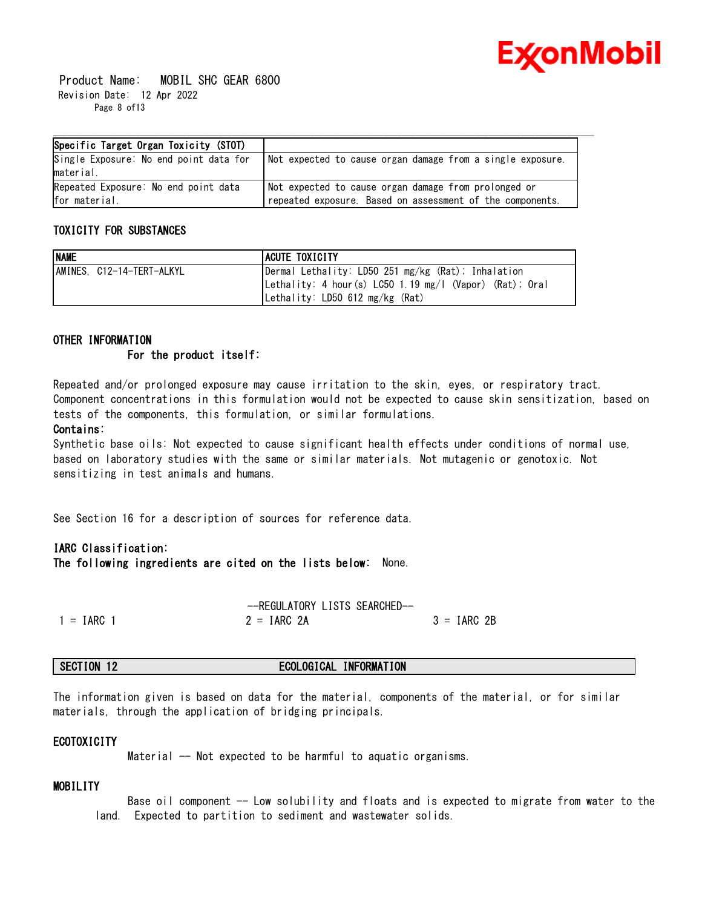| Specific Target Organ Toxicity (STOT) | |
|---|---|
| Single Exposure: No end point data for material. | Not expected to cause organ damage from a single exposure. |
| Repeated Exposure: No end point data for material. | Not expected to cause organ damage from prolonged or repeated exposure. Based on assessment of the components. |

### TOXICITY FOR SUBSTANCES

| NAME | ACUTE TOXICITY |
|---|---|
| AMINES, C12-14-TERT-ALKYL | Dermal Lethality: LD50 251 mg/kg (Rat); Inhalation Lethality: 4 hour(s) LC50 1.19 mg/l (Vapor) (Rat); Oral Lethality: LD50 612 mg/kg (Rat) |

### OTHER INFORMATION

**For the product itself:**

Repeated and/or prolonged exposure may cause irritation to the skin, eyes, or respiratory tract. Component concentrations in this formulation would not be expected to cause skin sensitization, based on tests of the components, this formulation, or similar formulations.

**Contains:**

Synthetic base oils: Not expected to cause significant health effects under conditions of normal use, based on laboratory studies with the same or similar materials. Not mutagenic or genotoxic. Not sensitizing in test animals and humans.

See Section 16 for a description of sources for reference data.

**IARC Classification:**

**The following ingredients are cited on the lists below:** None.

--REGULATORY LISTS SEARCHED--

1 = IARC 1 2 = IARC 2A 3 = IARC 2B

## SECTION 12 ECOLOGICAL INFORMATION

The information given is based on data for the material, components of the material, or for similar materials, through the application of bridging principals.

### ECOTOXICITY

Material -- Not expected to be harmful to aquatic organisms.

### MOBILITY

Base oil component -- Low solubility and floats and is expected to migrate from water to the land. Expected to partition to sediment and wastewater solids.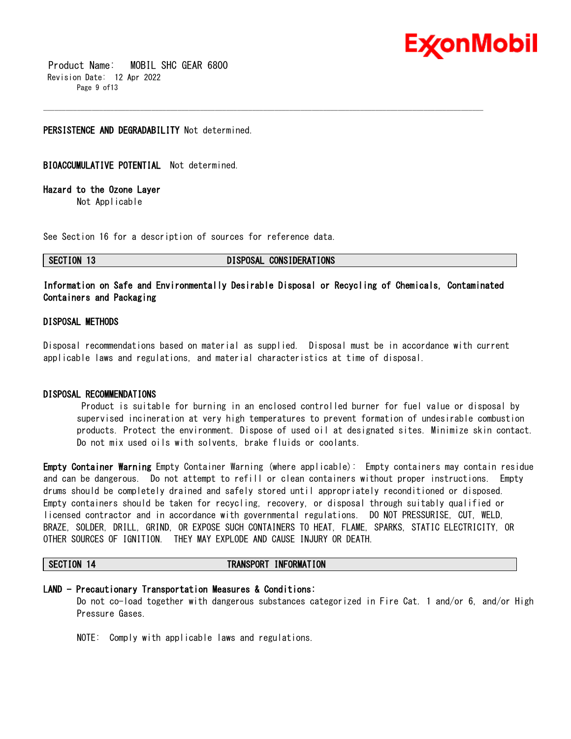**PERSISTENCE AND DEGRADABILITY** Not determined.

**BIOACCUMULATIVE POTENTIAL** Not determined.

**Hazard to the Ozone Layer**
Not Applicable

See Section 16 for a description of sources for reference data.

## SECTION 13 DISPOSAL CONSIDERATIONS

**Information on Safe and Environmentally Desirable Disposal or Recycling of Chemicals, Contaminated Containers and Packaging**

### DISPOSAL METHODS

Disposal recommendations based on material as supplied. Disposal must be in accordance with current applicable laws and regulations, and material characteristics at time of disposal.

### DISPOSAL RECOMMENDATIONS

Product is suitable for burning in an enclosed controlled burner for fuel value or disposal by supervised incineration at very high temperatures to prevent formation of undesirable combustion products. Protect the environment. Dispose of used oil at designated sites. Minimize skin contact. Do not mix used oils with solvents, brake fluids or coolants.

**Empty Container Warning** Empty Container Warning (where applicable): Empty containers may contain residue and can be dangerous. Do not attempt to refill or clean containers without proper instructions. Empty drums should be completely drained and safely stored until appropriately reconditioned or disposed. Empty containers should be taken for recycling, recovery, or disposal through suitably qualified or licensed contractor and in accordance with governmental regulations. DO NOT PRESSURISE, CUT, WELD, BRAZE, SOLDER, DRILL, GRIND, OR EXPOSE SUCH CONTAINERS TO HEAT, FLAME, SPARKS, STATIC ELECTRICITY, OR OTHER SOURCES OF IGNITION. THEY MAY EXPLODE AND CAUSE INJURY OR DEATH.

## SECTION 14 TRANSPORT INFORMATION

**LAND - Precautionary Transportation Measures & Conditions:**
Do not co-load together with dangerous substances categorized in Fire Cat. 1 and/or 6, and/or High Pressure Gases.

NOTE: Comply with applicable laws and regulations.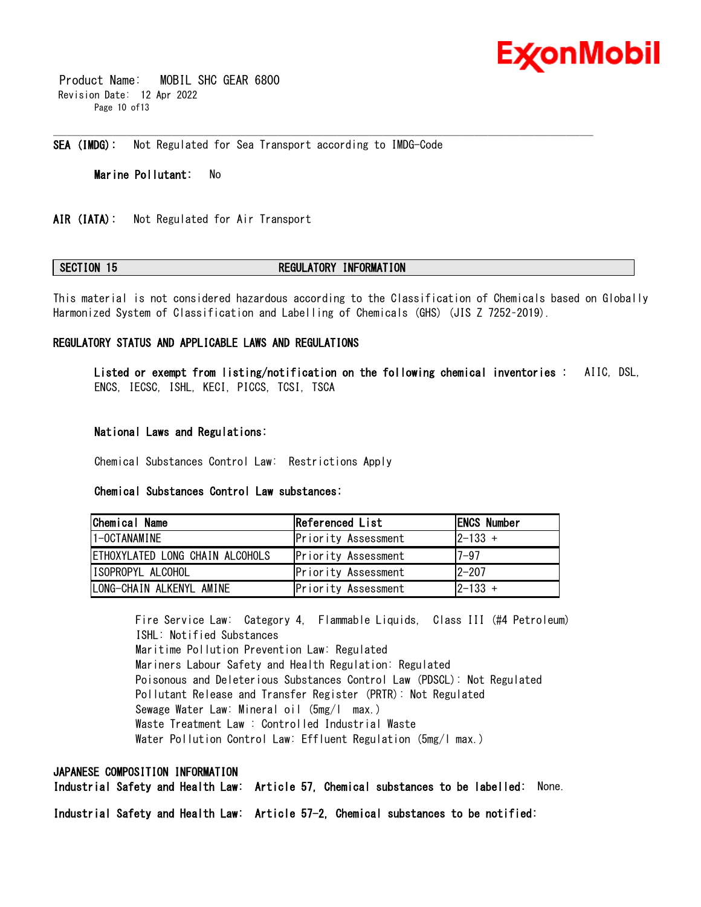**SEA (IMDG):** Not Regulated for Sea Transport according to IMDG-Code

**Marine Pollutant:** No

**AIR (IATA):** Not Regulated for Air Transport

## SECTION 15 REGULATORY INFORMATION

This material is not considered hazardous according to the Classification of Chemicals based on Globally Harmonized System of Classification and Labelling of Chemicals (GHS) (JIS Z 7252-2019).

### REGULATORY STATUS AND APPLICABLE LAWS AND REGULATIONS

**Listed or exempt from listing/notification on the following chemical inventories :** AIIC, DSL, ENCS, IECSC, ISHL, KECI, PICCS, TCSI, TSCA

**National Laws and Regulations:**

Chemical Substances Control Law: Restrictions Apply

**Chemical Substances Control Law substances:**

| Chemical Name | Referenced List | ENCS Number |
|---|---|---|
| 1-OCTANAMINE | Priority Assessment | 2-133 + |
| ETHOXYLATED LONG CHAIN ALCOHOLS | Priority Assessment | 7-97 |
| ISOPROPYL ALCOHOL | Priority Assessment | 2-207 |
| LONG-CHAIN ALKENYL AMINE | Priority Assessment | 2-133 + |

Fire Service Law: Category 4, Flammable Liquids, Class III (#4 Petroleum)
ISHL: Notified Substances
Maritime Pollution Prevention Law: Regulated
Mariners Labour Safety and Health Regulation: Regulated
Poisonous and Deleterious Substances Control Law (PDSCL): Not Regulated
Pollutant Release and Transfer Register (PRTR): Not Regulated
Sewage Water Law: Mineral oil (5mg/l max.)
Waste Treatment Law : Controlled Industrial Waste
Water Pollution Control Law: Effluent Regulation (5mg/l max.)

### JAPANESE COMPOSITION INFORMATION

**Industrial Safety and Health Law: Article 57, Chemical substances to be labelled:** None.

**Industrial Safety and Health Law: Article 57-2, Chemical substances to be notified:**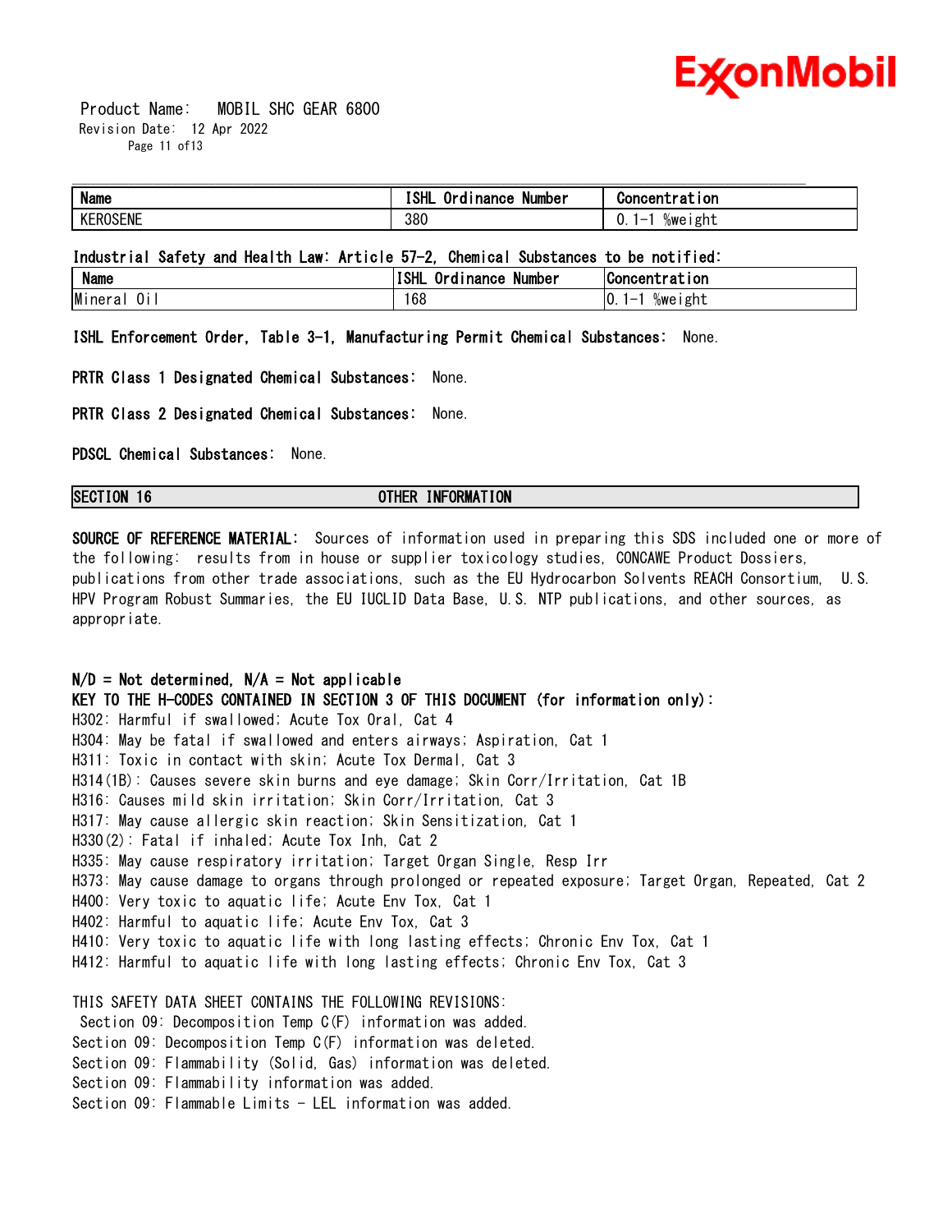| Name | ISHL Ordinance Number | Concentration |
| --- | --- | --- |
| KEROSENE | 380 | 0.1-1 %weight |

**Industrial Safety and Health Law: Article 57-2, Chemical Substances to be notified:**

| Name | ISHL Ordinance Number | Concentration |
| --- | --- | --- |
| Mineral Oil | 168 | 0.1-1 %weight |

**ISHL Enforcement Order, Table 3-1, Manufacturing Permit Chemical Substances:** None.

**PRTR Class 1 Designated Chemical Substances:** None.

**PRTR Class 2 Designated Chemical Substances:** None.

**PDSCL Chemical Substances:** None.

## SECTION 16 OTHER INFORMATION

**SOURCE OF REFERENCE MATERIAL:** Sources of information used in preparing this SDS included one or more of the following: results from in house or supplier toxicology studies, CONCAWE Product Dossiers, publications from other trade associations, such as the EU Hydrocarbon Solvents REACH Consortium, U.S. HPV Program Robust Summaries, the EU IUCLID Data Base, U.S. NTP publications, and other sources, as appropriate.

**N/D = Not determined, N/A = Not applicable**

**KEY TO THE H-CODES CONTAINED IN SECTION 3 OF THIS DOCUMENT (for information only):**

H302: Harmful if swallowed; Acute Tox Oral, Cat 4
H304: May be fatal if swallowed and enters airways; Aspiration, Cat 1
H311: Toxic in contact with skin; Acute Tox Dermal, Cat 3
H314(1B): Causes severe skin burns and eye damage; Skin Corr/Irritation, Cat 1B
H316: Causes mild skin irritation; Skin Corr/Irritation, Cat 3
H317: May cause allergic skin reaction; Skin Sensitization, Cat 1
H330(2): Fatal if inhaled; Acute Tox Inh, Cat 2
H335: May cause respiratory irritation; Target Organ Single, Resp Irr
H373: May cause damage to organs through prolonged or repeated exposure; Target Organ, Repeated, Cat 2
H400: Very toxic to aquatic life; Acute Env Tox, Cat 1
H402: Harmful to aquatic life; Acute Env Tox, Cat 3
H410: Very toxic to aquatic life with long lasting effects; Chronic Env Tox, Cat 1
H412: Harmful to aquatic life with long lasting effects; Chronic Env Tox, Cat 3

THIS SAFETY DATA SHEET CONTAINS THE FOLLOWING REVISIONS:
Section 09: Decomposition Temp C(F) information was added.
Section 09: Decomposition Temp C(F) information was deleted.
Section 09: Flammability (Solid, Gas) information was deleted.
Section 09: Flammability information was added.
Section 09: Flammable Limits - LEL information was added.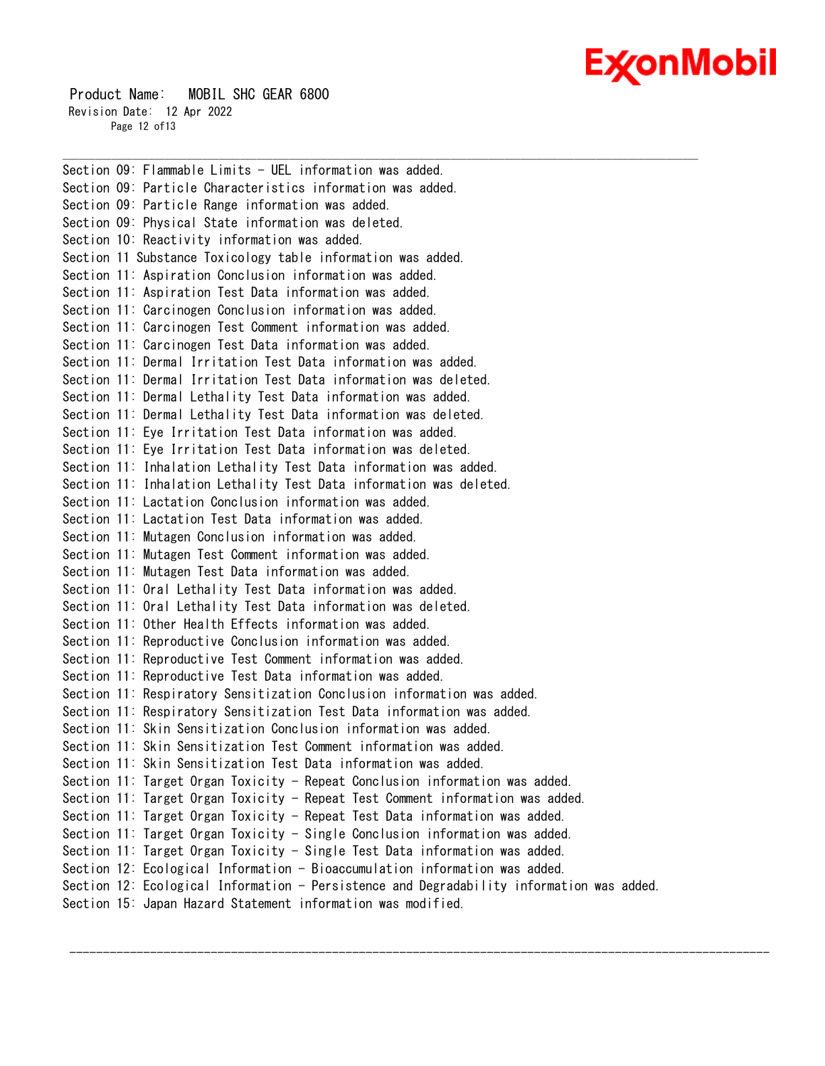Section 09: Flammable Limits - UEL information was added.
Section 09: Particle Characteristics information was added.
Section 09: Particle Range information was added.
Section 09: Physical State information was deleted.
Section 10: Reactivity information was added.
Section 11 Substance Toxicology table information was added.
Section 11: Aspiration Conclusion information was added.
Section 11: Aspiration Test Data information was added.
Section 11: Carcinogen Conclusion information was added.
Section 11: Carcinogen Test Comment information was added.
Section 11: Carcinogen Test Data information was added.
Section 11: Dermal Irritation Test Data information was added.
Section 11: Dermal Irritation Test Data information was deleted.
Section 11: Dermal Lethality Test Data information was added.
Section 11: Dermal Lethality Test Data information was deleted.
Section 11: Eye Irritation Test Data information was added.
Section 11: Eye Irritation Test Data information was deleted.
Section 11: Inhalation Lethality Test Data information was added.
Section 11: Inhalation Lethality Test Data information was deleted.
Section 11: Lactation Conclusion information was added.
Section 11: Lactation Test Data information was added.
Section 11: Mutagen Conclusion information was added.
Section 11: Mutagen Test Comment information was added.
Section 11: Mutagen Test Data information was added.
Section 11: Oral Lethality Test Data information was added.
Section 11: Oral Lethality Test Data information was deleted.
Section 11: Other Health Effects information was added.
Section 11: Reproductive Conclusion information was added.
Section 11: Reproductive Test Comment information was added.
Section 11: Reproductive Test Data information was added.
Section 11: Respiratory Sensitization Conclusion information was added.
Section 11: Respiratory Sensitization Test Data information was added.
Section 11: Skin Sensitization Conclusion information was added.
Section 11: Skin Sensitization Test Comment information was added.
Section 11: Skin Sensitization Test Data information was added.
Section 11: Target Organ Toxicity - Repeat Conclusion information was added.
Section 11: Target Organ Toxicity - Repeat Test Comment information was added.
Section 11: Target Organ Toxicity - Repeat Test Data information was added.
Section 11: Target Organ Toxicity - Single Conclusion information was added.
Section 11: Target Organ Toxicity - Single Test Data information was added.
Section 12: Ecological Information - Bioaccumulation information was added.
Section 12: Ecological Information - Persistence and Degradability information was added.
Section 15: Japan Hazard Statement information was modified.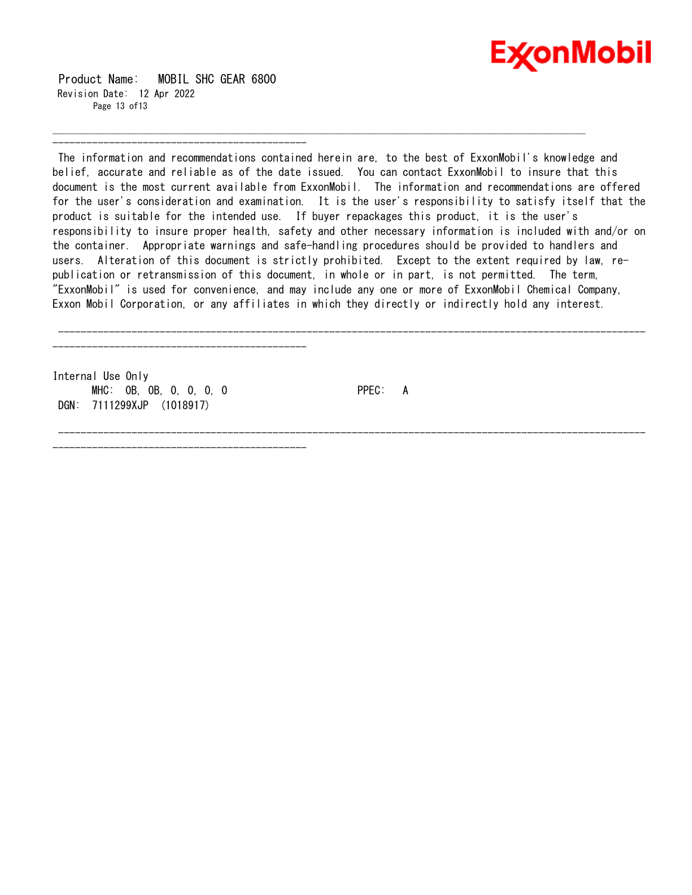The information and recommendations contained herein are, to the best of ExxonMobil's knowledge and belief, accurate and reliable as of the date issued. You can contact ExxonMobil to insure that this document is the most current available from ExxonMobil. The information and recommendations are offered for the user's consideration and examination. It is the user's responsibility to satisfy itself that the product is suitable for the intended use. If buyer repackages this product, it is the user's responsibility to insure proper health, safety and other necessary information is included with and/or on the container. Appropriate warnings and safe-handling procedures should be provided to handlers and users. Alteration of this document is strictly prohibited. Except to the extent required by law, re-publication or retransmission of this document, in whole or in part, is not permitted. The term, "ExxonMobil" is used for convenience, and may include any one or more of ExxonMobil Chemical Company, Exxon Mobil Corporation, or any affiliates in which they directly or indirectly hold any interest.

---

Internal Use Only

MHC: 0B, 0B, 0, 0, 0, 0 PPEC: A

DGN: 7111299XJP (1018917)

---